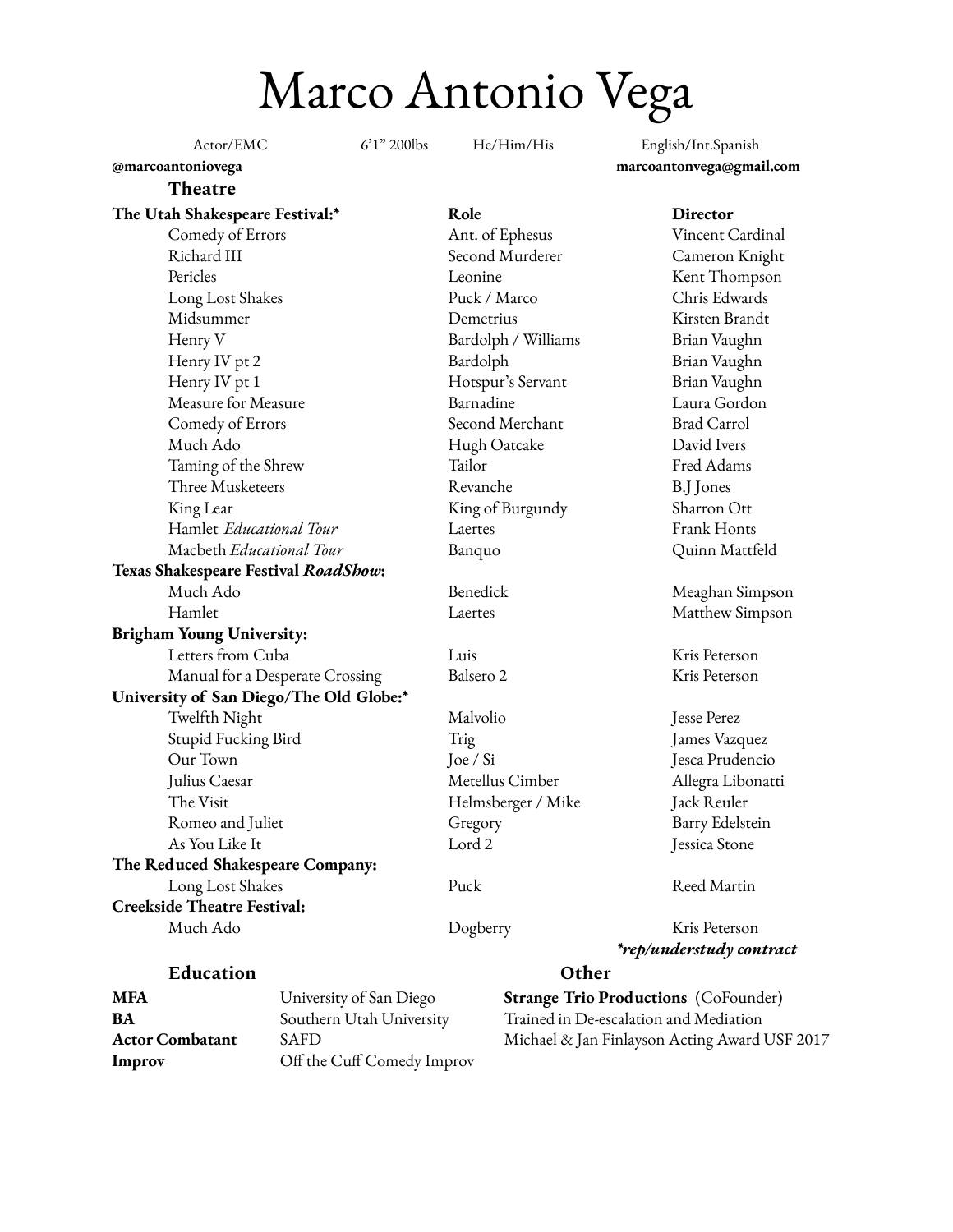# Marco Antonio Vega

Actor/EMC | 6'1" 200lbs | He/Him/His | English/Int.Spanish

**@marcoantoniovega** | **marcoantonvega@gmail.com**

## Theatre

| **The Utah Shakespeare Festival:*** | **Role** | **Director** |
|---|---|---|
| Comedy of Errors | Ant. of Ephesus | Vincent Cardinal |
| Richard III | Second Murderer | Cameron Knight |
| Pericles | Leonine | Kent Thompson |
| Long Lost Shakes | Puck / Marco | Chris Edwards |
| Midsummer | Demetrius | Kirsten Brandt |
| Henry V | Bardolph / Williams | Brian Vaughn |
| Henry IV pt 2 | Bardolph | Brian Vaughn |
| Henry IV pt 1 | Hotspur's Servant | Brian Vaughn |
| Measure for Measure | Barnadine | Laura Gordon |
| Comedy of Errors | Second Merchant | Brad Carrol |
| Much Ado | Hugh Oatcake | David Ivers |
| Taming of the Shrew | Tailor | Fred Adams |
| Three Musketeers | Revanche | B.J Jones |
| King Lear | King of Burgundy | Sharron Ott |
| Hamlet *Educational Tour* | Laertes | Frank Honts |
| Macbeth *Educational Tour* | Banquo | Quinn Mattfeld |
| **Texas Shakespeare Festival *RoadShow*:** | | |
| Much Ado | Benedick | Meaghan Simpson |
| Hamlet | Laertes | Matthew Simpson |
| **Brigham Young University:** | | |
| Letters from Cuba | Luis | Kris Peterson |
| Manual for a Desperate Crossing | Balsero 2 | Kris Peterson |
| **University of San Diego/The Old Globe:*** | | |
| Twelfth Night | Malvolio | Jesse Perez |
| Stupid Fucking Bird | Trig | James Vazquez |
| Our Town | Joe / Si | Jesca Prudencio |
| Julius Caesar | Metellus Cimber | Allegra Libonatti |
| The Visit | Helmsberger / Mike | Jack Reuler |
| Romeo and Juliet | Gregory | Barry Edelstein |
| As You Like It | Lord 2 | Jessica Stone |
| **The Reduced Shakespeare Company:** | | |
| Long Lost Shakes | Puck | Reed Martin |
| **Creekside Theatre Festival:** | | |
| Much Ado | Dogberry | Kris Peterson |

***rep/understudy contract***

## Education

| | |
|---|---|
| **MFA** | University of San Diego |
| **BA** | Southern Utah University |
| **Actor Combatant** | SAFD |
| **Improv** | Off the Cuff Comedy Improv |

## Other

**Strange Trio Productions** (CoFounder)
Trained in De-escalation and Mediation
Michael & Jan Finlayson Acting Award USF 2017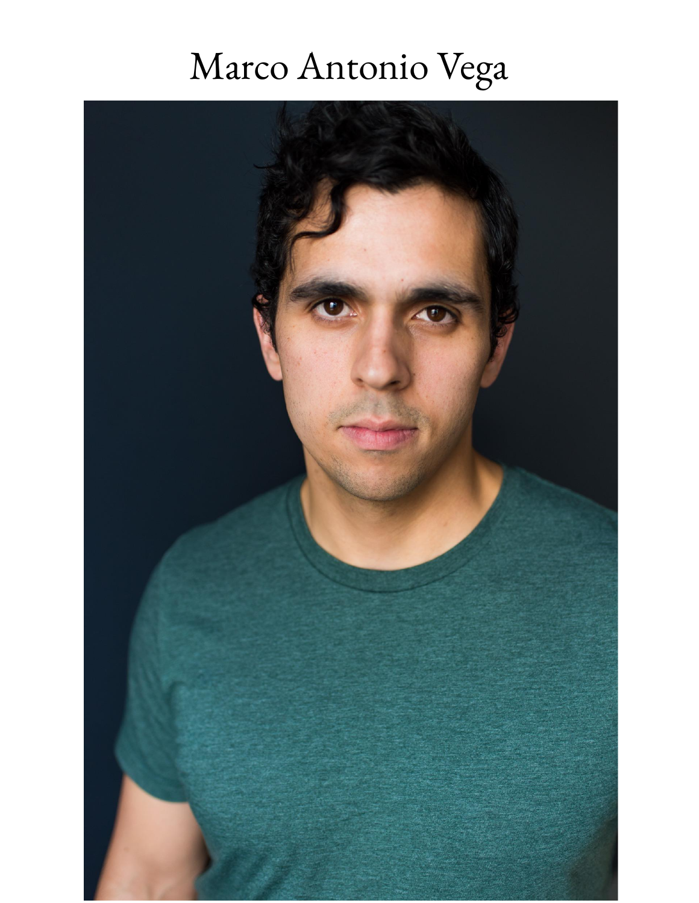# Marco Antonio Vega